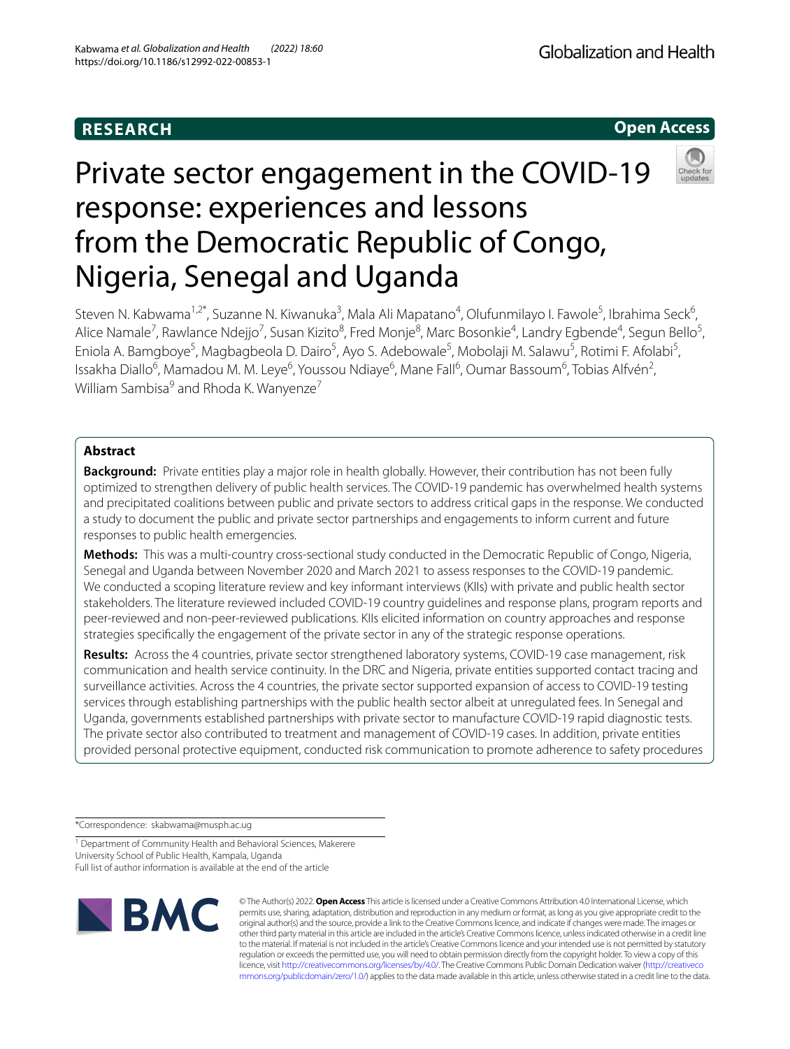RESEARCH

Open Access

# Private sector engagement in the COVID-19 response: experiences and lessons from the Democratic Republic of Congo, Nigeria, Senegal and Uganda

Steven N. Kabwama[1,2*], Suzanne N. Kiwanuka[3], Mala Ali Mapatano[4], Olufunmilayo I. Fawole[5], Ibrahima Seck[6], Alice Namale[7], Rawlance Ndejjo[7], Susan Kizito[8], Fred Monje[8], Marc Bosonkie[4], Landry Egbende[4], Segun Bello[5], Eniola A. Bamgboye[5], Magbagbeola D. Dairo[5], Ayo S. Adebowale[5], Mobolaji M. Salawu[5], Rotimi F. Afolabi[5], Issakha Diallo[6], Mamadou M. M. Leye[6], Youssou Ndiaye[6], Mane Fall[6], Oumar Bassoum[6], Tobias Alfvén[2], William Sambisa[9] and Rhoda K. Wanyenze[7]

## Abstract

**Background:** Private entities play a major role in health globally. However, their contribution has not been fully optimized to strengthen delivery of public health services. The COVID-19 pandemic has overwhelmed health systems and precipitated coalitions between public and private sectors to address critical gaps in the response. We conducted a study to document the public and private sector partnerships and engagements to inform current and future responses to public health emergencies.

**Methods:** This was a multi-country cross-sectional study conducted in the Democratic Republic of Congo, Nigeria, Senegal and Uganda between November 2020 and March 2021 to assess responses to the COVID-19 pandemic. We conducted a scoping literature review and key informant interviews (KIIs) with private and public health sector stakeholders. The literature reviewed included COVID-19 country guidelines and response plans, program reports and peer-reviewed and non-peer-reviewed publications. KIIs elicited information on country approaches and response strategies specifically the engagement of the private sector in any of the strategic response operations.

**Results:** Across the 4 countries, private sector strengthened laboratory systems, COVID-19 case management, risk communication and health service continuity. In the DRC and Nigeria, private entities supported contact tracing and surveillance activities. Across the 4 countries, the private sector supported expansion of access to COVID-19 testing services through establishing partnerships with the public health sector albeit at unregulated fees. In Senegal and Uganda, governments established partnerships with private sector to manufacture COVID-19 rapid diagnostic tests. The private sector also contributed to treatment and management of COVID-19 cases. In addition, private entities provided personal protective equipment, conducted risk communication to promote adherence to safety procedures

*Correspondence: skabwama@musph.ac.ug

[1] Department of Community Health and Behavioral Sciences, Makerere University School of Public Health, Kampala, Uganda

Full list of author information is available at the end of the article

© The Author(s) 2022. **Open Access** This article is licensed under a Creative Commons Attribution 4.0 International License, which permits use, sharing, adaptation, distribution and reproduction in any medium or format, as long as you give appropriate credit to the original author(s) and the source, provide a link to the Creative Commons licence, and indicate if changes were made. The images or other third party material in this article are included in the article's Creative Commons licence, unless indicated otherwise in a credit line to the material. If material is not included in the article's Creative Commons licence and your intended use is not permitted by statutory regulation or exceeds the permitted use, you will need to obtain permission directly from the copyright holder. To view a copy of this licence, visit http://creativecommons.org/licenses/by/4.0/. The Creative Commons Public Domain Dedication waiver (http://creativecommons.org/publicdomain/zero/1.0/) applies to the data made available in this article, unless otherwise stated in a credit line to the data.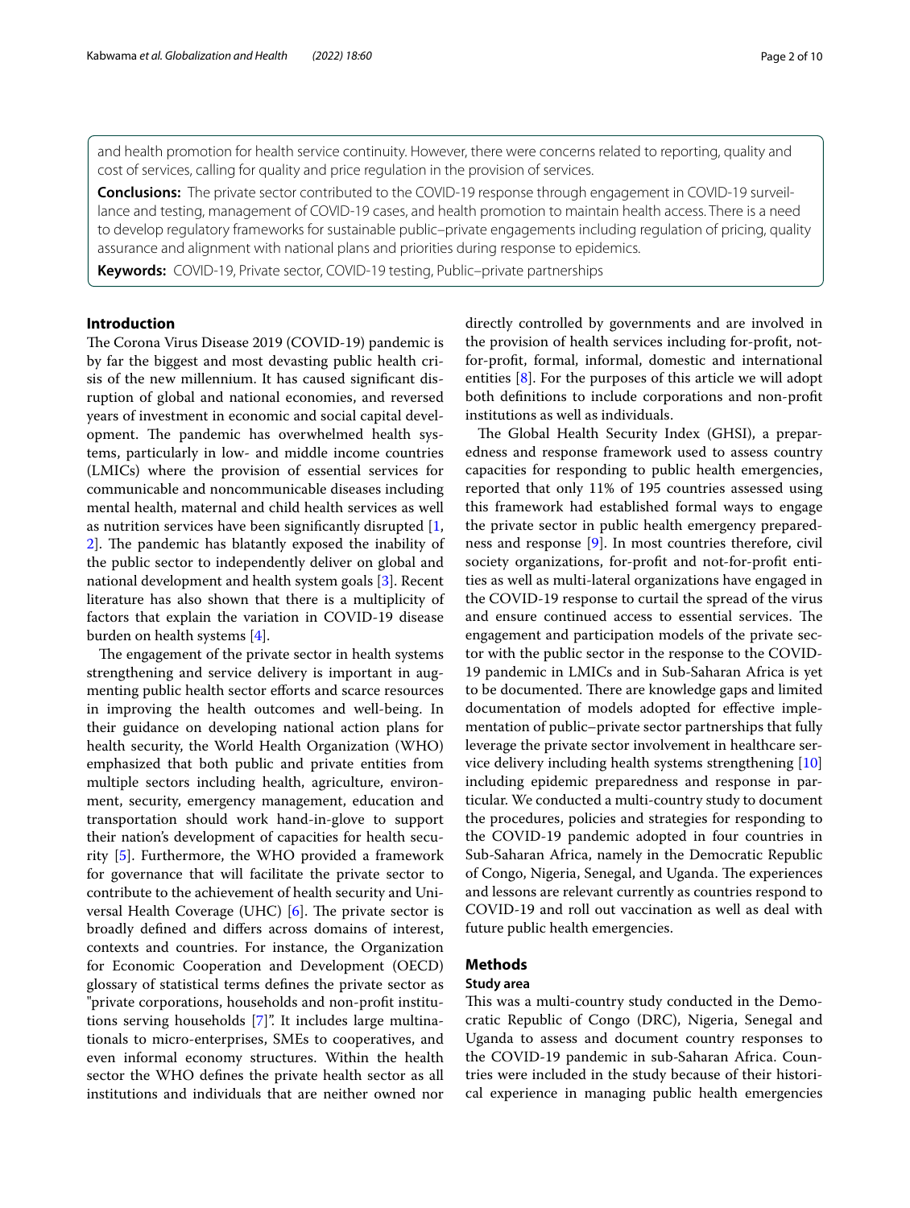and health promotion for health service continuity. However, there were concerns related to reporting, quality and cost of services, calling for quality and price regulation in the provision of services.

**Conclusions:** The private sector contributed to the COVID-19 response through engagement in COVID-19 surveillance and testing, management of COVID-19 cases, and health promotion to maintain health access. There is a need to develop regulatory frameworks for sustainable public–private engagements including regulation of pricing, quality assurance and alignment with national plans and priorities during response to epidemics.

**Keywords:** COVID-19, Private sector, COVID-19 testing, Public–private partnerships

## Introduction

The Corona Virus Disease 2019 (COVID-19) pandemic is by far the biggest and most devasting public health crisis of the new millennium. It has caused significant disruption of global and national economies, and reversed years of investment in economic and social capital development. The pandemic has overwhelmed health systems, particularly in low- and middle income countries (LMICs) where the provision of essential services for communicable and noncommunicable diseases including mental health, maternal and child health services as well as nutrition services have been significantly disrupted [1, 2]. The pandemic has blatantly exposed the inability of the public sector to independently deliver on global and national development and health system goals [3]. Recent literature has also shown that there is a multiplicity of factors that explain the variation in COVID-19 disease burden on health systems [4].

The engagement of the private sector in health systems strengthening and service delivery is important in augmenting public health sector efforts and scarce resources in improving the health outcomes and well-being. In their guidance on developing national action plans for health security, the World Health Organization (WHO) emphasized that both public and private entities from multiple sectors including health, agriculture, environment, security, emergency management, education and transportation should work hand-in-glove to support their nation's development of capacities for health security [5]. Furthermore, the WHO provided a framework for governance that will facilitate the private sector to contribute to the achievement of health security and Universal Health Coverage (UHC) [6]. The private sector is broadly defined and differs across domains of interest, contexts and countries. For instance, the Organization for Economic Cooperation and Development (OECD) glossary of statistical terms defines the private sector as "private corporations, households and non-profit institutions serving households [7]". It includes large multinationals to micro-enterprises, SMEs to cooperatives, and even informal economy structures. Within the health sector the WHO defines the private health sector as all institutions and individuals that are neither owned nor directly controlled by governments and are involved in the provision of health services including for-profit, not-for-profit, formal, informal, domestic and international entities [8]. For the purposes of this article we will adopt both definitions to include corporations and non-profit institutions as well as individuals.

The Global Health Security Index (GHSI), a preparedness and response framework used to assess country capacities for responding to public health emergencies, reported that only 11% of 195 countries assessed using this framework had established formal ways to engage the private sector in public health emergency preparedness and response [9]. In most countries therefore, civil society organizations, for-profit and not-for-profit entities as well as multi-lateral organizations have engaged in the COVID-19 response to curtail the spread of the virus and ensure continued access to essential services. The engagement and participation models of the private sector with the public sector in the response to the COVID-19 pandemic in LMICs and in Sub-Saharan Africa is yet to be documented. There are knowledge gaps and limited documentation of models adopted for effective implementation of public–private sector partnerships that fully leverage the private sector involvement in healthcare service delivery including health systems strengthening [10] including epidemic preparedness and response in particular. We conducted a multi-country study to document the procedures, policies and strategies for responding to the COVID-19 pandemic adopted in four countries in Sub-Saharan Africa, namely in the Democratic Republic of Congo, Nigeria, Senegal, and Uganda. The experiences and lessons are relevant currently as countries respond to COVID-19 and roll out vaccination as well as deal with future public health emergencies.

## Methods

### Study area

This was a multi-country study conducted in the Democratic Republic of Congo (DRC), Nigeria, Senegal and Uganda to assess and document country responses to the COVID-19 pandemic in sub-Saharan Africa. Countries were included in the study because of their historical experience in managing public health emergencies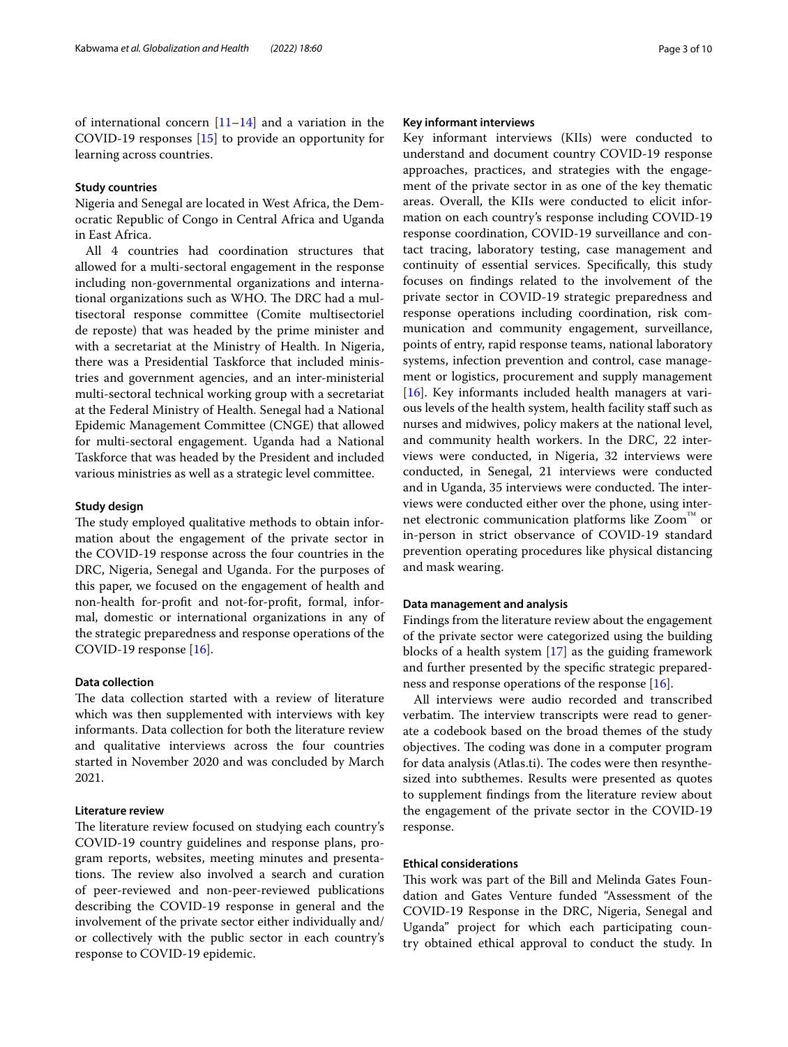of international concern [11–14] and a variation in the COVID-19 responses [15] to provide an opportunity for learning across countries.

### Study countries

Nigeria and Senegal are located in West Africa, the Democratic Republic of Congo in Central Africa and Uganda in East Africa.

All 4 countries had coordination structures that allowed for a multi-sectoral engagement in the response including non-governmental organizations and international organizations such as WHO. The DRC had a multisectoral response committee (Comite multisectoriel de reposte) that was headed by the prime minister and with a secretariat at the Ministry of Health. In Nigeria, there was a Presidential Taskforce that included ministries and government agencies, and an inter-ministerial multi-sectoral technical working group with a secretariat at the Federal Ministry of Health. Senegal had a National Epidemic Management Committee (CNGE) that allowed for multi-sectoral engagement. Uganda had a National Taskforce that was headed by the President and included various ministries as well as a strategic level committee.

### Study design

The study employed qualitative methods to obtain information about the engagement of the private sector in the COVID-19 response across the four countries in the DRC, Nigeria, Senegal and Uganda. For the purposes of this paper, we focused on the engagement of health and non-health for-profit and not-for-profit, formal, informal, domestic or international organizations in any of the strategic preparedness and response operations of the COVID-19 response [16].

### Data collection

The data collection started with a review of literature which was then supplemented with interviews with key informants. Data collection for both the literature review and qualitative interviews across the four countries started in November 2020 and was concluded by March 2021.

### Literature review

The literature review focused on studying each country's COVID-19 country guidelines and response plans, program reports, websites, meeting minutes and presentations. The review also involved a search and curation of peer-reviewed and non-peer-reviewed publications describing the COVID-19 response in general and the involvement of the private sector either individually and/or collectively with the public sector in each country's response to COVID-19 epidemic.

### Key informant interviews

Key informant interviews (KIIs) were conducted to understand and document country COVID-19 response approaches, practices, and strategies with the engagement of the private sector in as one of the key thematic areas. Overall, the KIIs were conducted to elicit information on each country's response including COVID-19 response coordination, COVID-19 surveillance and contact tracing, laboratory testing, case management and continuity of essential services. Specifically, this study focuses on findings related to the involvement of the private sector in COVID-19 strategic preparedness and response operations including coordination, risk communication and community engagement, surveillance, points of entry, rapid response teams, national laboratory systems, infection prevention and control, case management or logistics, procurement and supply management [16]. Key informants included health managers at various levels of the health system, health facility staff such as nurses and midwives, policy makers at the national level, and community health workers. In the DRC, 22 interviews were conducted, in Nigeria, 32 interviews were conducted, in Senegal, 21 interviews were conducted and in Uganda, 35 interviews were conducted. The interviews were conducted either over the phone, using internet electronic communication platforms like Zoom™ or in-person in strict observance of COVID-19 standard prevention operating procedures like physical distancing and mask wearing.

### Data management and analysis

Findings from the literature review about the engagement of the private sector were categorized using the building blocks of a health system [17] as the guiding framework and further presented by the specific strategic preparedness and response operations of the response [16].

All interviews were audio recorded and transcribed verbatim. The interview transcripts were read to generate a codebook based on the broad themes of the study objectives. The coding was done in a computer program for data analysis (Atlas.ti). The codes were then resynthesized into subthemes. Results were presented as quotes to supplement findings from the literature review about the engagement of the private sector in the COVID-19 response.

### Ethical considerations

This work was part of the Bill and Melinda Gates Foundation and Gates Venture funded "Assessment of the COVID-19 Response in the DRC, Nigeria, Senegal and Uganda" project for which each participating country obtained ethical approval to conduct the study. In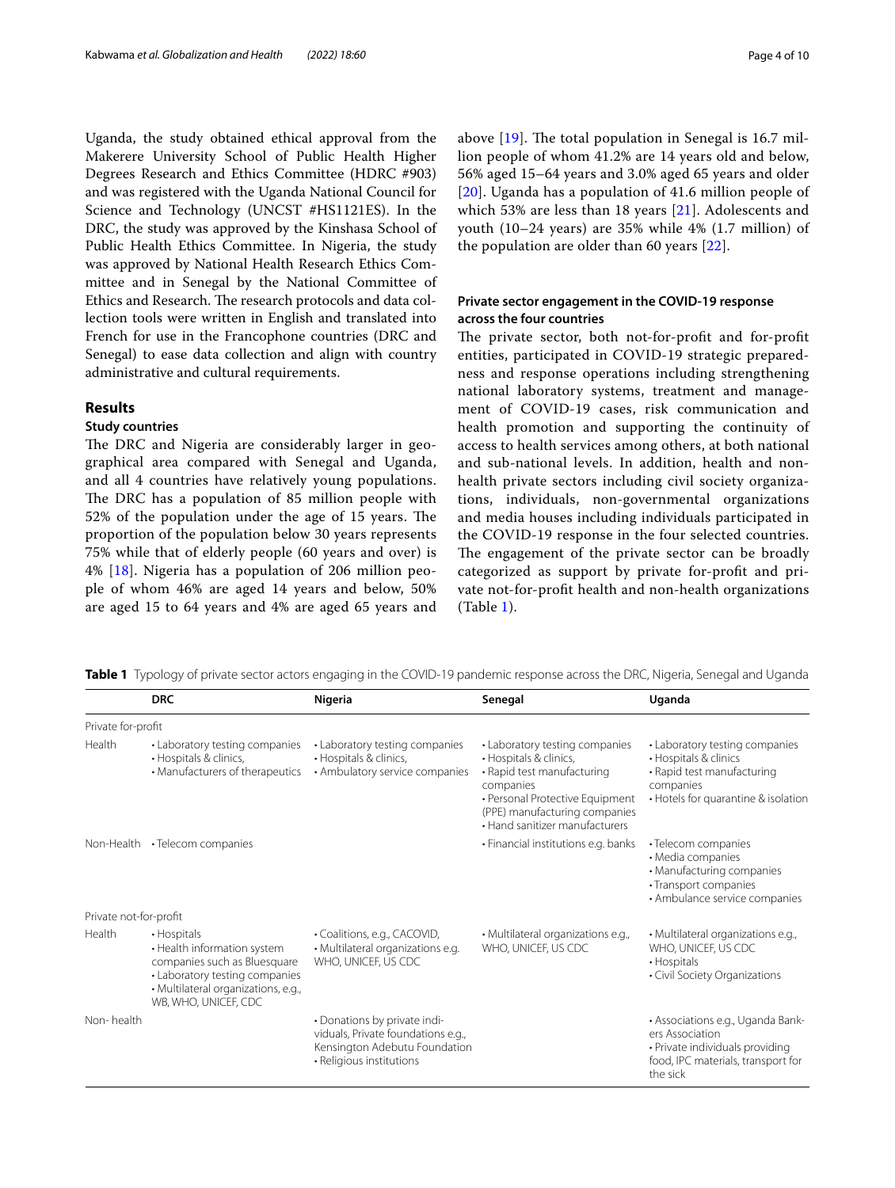Uganda, the study obtained ethical approval from the Makerere University School of Public Health Higher Degrees Research and Ethics Committee (HDRC #903) and was registered with the Uganda National Council for Science and Technology (UNCST #HS1121ES). In the DRC, the study was approved by the Kinshasa School of Public Health Ethics Committee. In Nigeria, the study was approved by National Health Research Ethics Committee and in Senegal by the National Committee of Ethics and Research. The research protocols and data collection tools were written in English and translated into French for use in the Francophone countries (DRC and Senegal) to ease data collection and align with country administrative and cultural requirements.

## Results

### Study countries

The DRC and Nigeria are considerably larger in geographical area compared with Senegal and Uganda, and all 4 countries have relatively young populations. The DRC has a population of 85 million people with 52% of the population under the age of 15 years. The proportion of the population below 30 years represents 75% while that of elderly people (60 years and over) is 4% [18]. Nigeria has a population of 206 million people of whom 46% are aged 14 years and below, 50% are aged 15 to 64 years and 4% are aged 65 years and above [19]. The total population in Senegal is 16.7 million people of whom 41.2% are 14 years old and below, 56% aged 15–64 years and 3.0% aged 65 years and older [20]. Uganda has a population of 41.6 million people of which 53% are less than 18 years [21]. Adolescents and youth (10–24 years) are 35% while 4% (1.7 million) of the population are older than 60 years [22].

### Private sector engagement in the COVID-19 response across the four countries

The private sector, both not-for-profit and for-profit entities, participated in COVID-19 strategic preparedness and response operations including strengthening national laboratory systems, treatment and management of COVID-19 cases, risk communication and health promotion and supporting the continuity of access to health services among others, at both national and sub-national levels. In addition, health and non-health private sectors including civil society organizations, individuals, non-governmental organizations and media houses including individuals participated in the COVID-19 response in the four selected countries. The engagement of the private sector can be broadly categorized as support by private for-profit and private not-for-profit health and non-health organizations (Table 1).

**Table 1** Typology of private sector actors engaging in the COVID-19 pandemic response across the DRC, Nigeria, Senegal and Uganda

| | DRC | Nigeria | Senegal | Uganda |
|---|---|---|---|---|
| Private for-profit | | | | |
| Health | • Laboratory testing companies<br>• Hospitals & clinics,<br>• Manufacturers of therapeutics | • Laboratory testing companies<br>• Hospitals & clinics,<br>• Ambulatory service companies | • Laboratory testing companies<br>• Hospitals & clinics,<br>• Rapid test manufacturing companies<br>• Personal Protective Equipment (PPE) manufacturing companies<br>• Hand sanitizer manufacturers | • Laboratory testing companies<br>• Hospitals & clinics<br>• Rapid test manufacturing companies<br>• Hotels for quarantine & isolation |
| Non-Health | • Telecom companies | | • Financial institutions e.g. banks | • Telecom companies<br>• Media companies<br>• Manufacturing companies<br>• Transport companies<br>• Ambulance service companies |
| Private not-for-profit | | | | |
| Health | • Hospitals<br>• Health information system companies such as Bluesquare<br>• Laboratory testing companies<br>• Multilateral organizations, e.g., WB, WHO, UNICEF, CDC | • Coalitions, e.g., CACOVID,<br>• Multilateral organizations e.g. WHO, UNICEF, US CDC | • Multilateral organizations e.g., WHO, UNICEF, US CDC | • Multilateral organizations e.g., WHO, UNICEF, US CDC<br>• Hospitals<br>• Civil Society Organizations |
| Non- health | | • Donations by private individuals, Private foundations e.g., Kensington Adebutu Foundation<br>• Religious institutions | | • Associations e.g., Uganda Bankers Association<br>• Private individuals providing food, IPC materials, transport for the sick |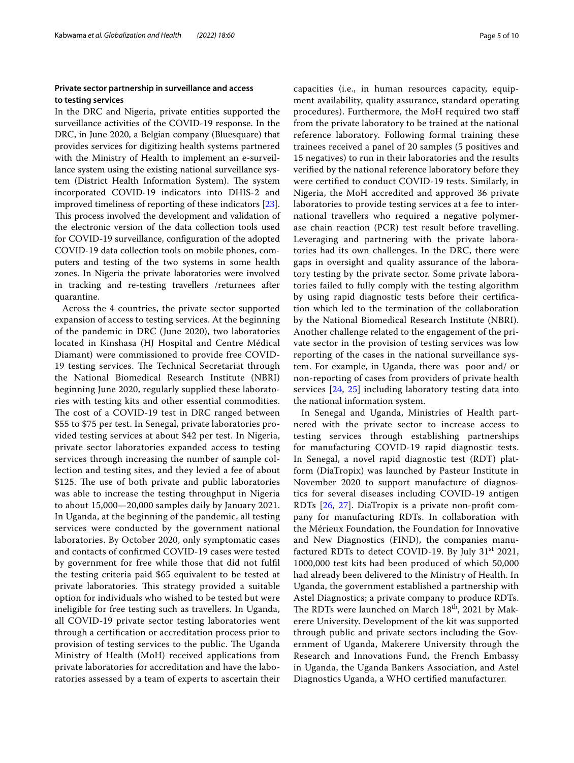### Private sector partnership in surveillance and access to testing services

In the DRC and Nigeria, private entities supported the surveillance activities of the COVID-19 response. In the DRC, in June 2020, a Belgian company (Bluesquare) that provides services for digitizing health systems partnered with the Ministry of Health to implement an e-surveillance system using the existing national surveillance system (District Health Information System). The system incorporated COVID-19 indicators into DHIS-2 and improved timeliness of reporting of these indicators [23]. This process involved the development and validation of the electronic version of the data collection tools used for COVID-19 surveillance, configuration of the adopted COVID-19 data collection tools on mobile phones, computers and testing of the two systems in some health zones. In Nigeria the private laboratories were involved in tracking and re-testing travellers /returnees after quarantine.

Across the 4 countries, the private sector supported expansion of access to testing services. At the beginning of the pandemic in DRC (June 2020), two laboratories located in Kinshasa (HJ Hospital and Centre Médical Diamant) were commissioned to provide free COVID-19 testing services. The Technical Secretariat through the National Biomedical Research Institute (NBRI) beginning June 2020, regularly supplied these laboratories with testing kits and other essential commodities. The cost of a COVID-19 test in DRC ranged between \$55 to \$75 per test. In Senegal, private laboratories provided testing services at about \$42 per test. In Nigeria, private sector laboratories expanded access to testing services through increasing the number of sample collection and testing sites, and they levied a fee of about \$125. The use of both private and public laboratories was able to increase the testing throughput in Nigeria to about 15,000—20,000 samples daily by January 2021. In Uganda, at the beginning of the pandemic, all testing services were conducted by the government national laboratories. By October 2020, only symptomatic cases and contacts of confirmed COVID-19 cases were tested by government for free while those that did not fulfil the testing criteria paid \$65 equivalent to be tested at private laboratories. This strategy provided a suitable option for individuals who wished to be tested but were ineligible for free testing such as travellers. In Uganda, all COVID-19 private sector testing laboratories went through a certification or accreditation process prior to provision of testing services to the public. The Uganda Ministry of Health (MoH) received applications from private laboratories for accreditation and have the laboratories assessed by a team of experts to ascertain their capacities (i.e., in human resources capacity, equipment availability, quality assurance, standard operating procedures). Furthermore, the MoH required two staff from the private laboratory to be trained at the national reference laboratory. Following formal training these trainees received a panel of 20 samples (5 positives and 15 negatives) to run in their laboratories and the results verified by the national reference laboratory before they were certified to conduct COVID-19 tests. Similarly, in Nigeria, the MoH accredited and approved 36 private laboratories to provide testing services at a fee to international travellers who required a negative polymerase chain reaction (PCR) test result before travelling. Leveraging and partnering with the private laboratories had its own challenges. In the DRC, there were gaps in oversight and quality assurance of the laboratory testing by the private sector. Some private laboratories failed to fully comply with the testing algorithm by using rapid diagnostic tests before their certification which led to the termination of the collaboration by the National Biomedical Research Institute (NBRI). Another challenge related to the engagement of the private sector in the provision of testing services was low reporting of the cases in the national surveillance system. For example, in Uganda, there was poor and/ or non-reporting of cases from providers of private health services [24, 25] including laboratory testing data into the national information system.

In Senegal and Uganda, Ministries of Health partnered with the private sector to increase access to testing services through establishing partnerships for manufacturing COVID-19 rapid diagnostic tests. In Senegal, a novel rapid diagnostic test (RDT) platform (DiaTropix) was launched by Pasteur Institute in November 2020 to support manufacture of diagnostics for several diseases including COVID-19 antigen RDTs [26, 27]. DiaTropix is a private non-profit company for manufacturing RDTs. In collaboration with the Mérieux Foundation, the Foundation for Innovative and New Diagnostics (FIND), the companies manufactured RDTs to detect COVID-19. By July 31st 2021, 1000,000 test kits had been produced of which 50,000 had already been delivered to the Ministry of Health. In Uganda, the government established a partnership with Astel Diagnostics; a private company to produce RDTs. The RDTs were launched on March 18th, 2021 by Makerere University. Development of the kit was supported through public and private sectors including the Government of Uganda, Makerere University through the Research and Innovations Fund, the French Embassy in Uganda, the Uganda Bankers Association, and Astel Diagnostics Uganda, a WHO certified manufacturer.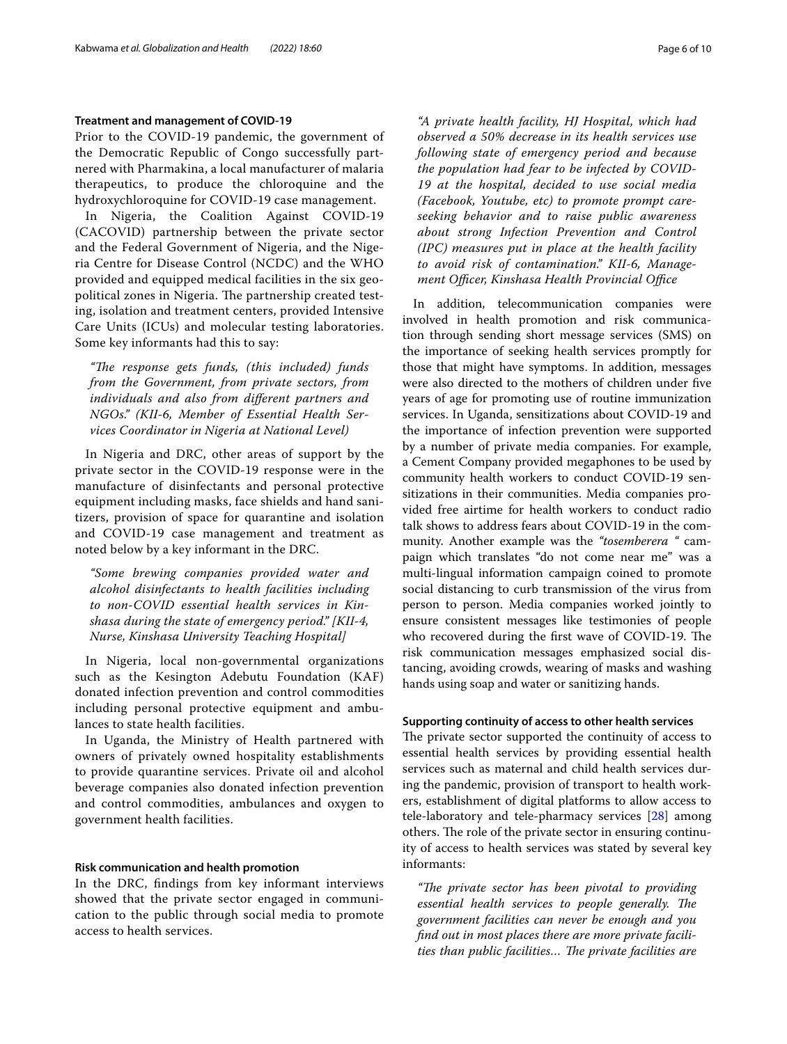### Treatment and management of COVID-19

Prior to the COVID-19 pandemic, the government of the Democratic Republic of Congo successfully partnered with Pharmakina, a local manufacturer of malaria therapeutics, to produce the chloroquine and the hydroxychloroquine for COVID-19 case management.

In Nigeria, the Coalition Against COVID-19 (CACOVID) partnership between the private sector and the Federal Government of Nigeria, and the Nigeria Centre for Disease Control (NCDC) and the WHO provided and equipped medical facilities in the six geopolitical zones in Nigeria. The partnership created testing, isolation and treatment centers, provided Intensive Care Units (ICUs) and molecular testing laboratories. Some key informants had this to say:

> *"The response gets funds, (this included) funds from the Government, from private sectors, from individuals and also from different partners and NGOs." (KII-6, Member of Essential Health Services Coordinator in Nigeria at National Level)*

In Nigeria and DRC, other areas of support by the private sector in the COVID-19 response were in the manufacture of disinfectants and personal protective equipment including masks, face shields and hand sanitizers, provision of space for quarantine and isolation and COVID-19 case management and treatment as noted below by a key informant in the DRC.

> *"Some brewing companies provided water and alcohol disinfectants to health facilities including to non-COVID essential health services in Kinshasa during the state of emergency period." [KII-4, Nurse, Kinshasa University Teaching Hospital]*

In Nigeria, local non-governmental organizations such as the Kesington Adebutu Foundation (KAF) donated infection prevention and control commodities including personal protective equipment and ambulances to state health facilities.

In Uganda, the Ministry of Health partnered with owners of privately owned hospitality establishments to provide quarantine services. Private oil and alcohol beverage companies also donated infection prevention and control commodities, ambulances and oxygen to government health facilities.

### Risk communication and health promotion

In the DRC, findings from key informant interviews showed that the private sector engaged in communication to the public through social media to promote access to health services.

> *"A private health facility, HJ Hospital, which had observed a 50% decrease in its health services use following state of emergency period and because the population had fear to be infected by COVID-19 at the hospital, decided to use social media (Facebook, Youtube, etc) to promote prompt care-seeking behavior and to raise public awareness about strong Infection Prevention and Control (IPC) measures put in place at the health facility to avoid risk of contamination." KII-6, Management Officer, Kinshasa Health Provincial Office*

In addition, telecommunication companies were involved in health promotion and risk communication through sending short message services (SMS) on the importance of seeking health services promptly for those that might have symptoms. In addition, messages were also directed to the mothers of children under five years of age for promoting use of routine immunization services. In Uganda, sensitizations about COVID-19 and the importance of infection prevention were supported by a number of private media companies. For example, a Cement Company provided megaphones to be used by community health workers to conduct COVID-19 sensitizations in their communities. Media companies provided free airtime for health workers to conduct radio talk shows to address fears about COVID-19 in the community. Another example was the *"tosemberera "* campaign which translates "do not come near me" was a multi-lingual information campaign coined to promote social distancing to curb transmission of the virus from person to person. Media companies worked jointly to ensure consistent messages like testimonies of people who recovered during the first wave of COVID-19. The risk communication messages emphasized social distancing, avoiding crowds, wearing of masks and washing hands using soap and water or sanitizing hands.

### Supporting continuity of access to other health services

The private sector supported the continuity of access to essential health services by providing essential health services such as maternal and child health services during the pandemic, provision of transport to health workers, establishment of digital platforms to allow access to tele-laboratory and tele-pharmacy services [28] among others. The role of the private sector in ensuring continuity of access to health services was stated by several key informants:

> *"The private sector has been pivotal to providing essential health services to people generally. The government facilities can never be enough and you find out in most places there are more private facilities than public facilities... The private facilities are*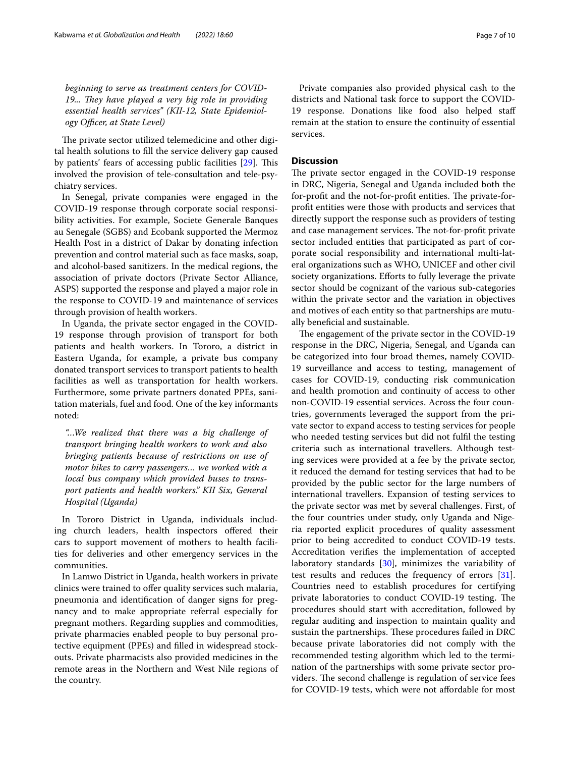*beginning to serve as treatment centers for COVID-19... They have played a very big role in providing essential health services" (KII-12, State Epidemiology Officer, at State Level)*

The private sector utilized telemedicine and other digital health solutions to fill the service delivery gap caused by patients' fears of accessing public facilities [29]. This involved the provision of tele-consultation and tele-psychiatry services.

In Senegal, private companies were engaged in the COVID-19 response through corporate social responsibility activities. For example, Societe Generale Banques au Senegale (SGBS) and Ecobank supported the Mermoz Health Post in a district of Dakar by donating infection prevention and control material such as face masks, soap, and alcohol-based sanitizers. In the medical regions, the association of private doctors (Private Sector Alliance, ASPS) supported the response and played a major role in the response to COVID-19 and maintenance of services through provision of health workers.

In Uganda, the private sector engaged in the COVID-19 response through provision of transport for both patients and health workers. In Tororo, a district in Eastern Uganda, for example, a private bus company donated transport services to transport patients to health facilities as well as transportation for health workers. Furthermore, some private partners donated PPEs, sanitation materials, fuel and food. One of the key informants noted:

*"...We realized that there was a big challenge of transport bringing health workers to work and also bringing patients because of restrictions on use of motor bikes to carry passengers… we worked with a local bus company which provided buses to transport patients and health workers." KII Six, General Hospital (Uganda)*

In Tororo District in Uganda, individuals including church leaders, health inspectors offered their cars to support movement of mothers to health facilities for deliveries and other emergency services in the communities.

In Lamwo District in Uganda, health workers in private clinics were trained to offer quality services such malaria, pneumonia and identification of danger signs for pregnancy and to make appropriate referral especially for pregnant mothers. Regarding supplies and commodities, private pharmacies enabled people to buy personal protective equipment (PPEs) and filled in widespread stockouts. Private pharmacists also provided medicines in the remote areas in the Northern and West Nile regions of the country.

Private companies also provided physical cash to the districts and National task force to support the COVID-19 response. Donations like food also helped staff remain at the station to ensure the continuity of essential services.

## Discussion

The private sector engaged in the COVID-19 response in DRC, Nigeria, Senegal and Uganda included both the for-profit and the not-for-profit entities. The private-for-profit entities were those with products and services that directly support the response such as providers of testing and case management services. The not-for-profit private sector included entities that participated as part of corporate social responsibility and international multi-lateral organizations such as WHO, UNICEF and other civil society organizations. Efforts to fully leverage the private sector should be cognizant of the various sub-categories within the private sector and the variation in objectives and motives of each entity so that partnerships are mutually beneficial and sustainable.

The engagement of the private sector in the COVID-19 response in the DRC, Nigeria, Senegal, and Uganda can be categorized into four broad themes, namely COVID-19 surveillance and access to testing, management of cases for COVID-19, conducting risk communication and health promotion and continuity of access to other non-COVID-19 essential services. Across the four countries, governments leveraged the support from the private sector to expand access to testing services for people who needed testing services but did not fulfil the testing criteria such as international travellers. Although testing services were provided at a fee by the private sector, it reduced the demand for testing services that had to be provided by the public sector for the large numbers of international travellers. Expansion of testing services to the private sector was met by several challenges. First, of the four countries under study, only Uganda and Nigeria reported explicit procedures of quality assessment prior to being accredited to conduct COVID-19 tests. Accreditation verifies the implementation of accepted laboratory standards [30], minimizes the variability of test results and reduces the frequency of errors [31]. Countries need to establish procedures for certifying private laboratories to conduct COVID-19 testing. The procedures should start with accreditation, followed by regular auditing and inspection to maintain quality and sustain the partnerships. These procedures failed in DRC because private laboratories did not comply with the recommended testing algorithm which led to the termination of the partnerships with some private sector providers. The second challenge is regulation of service fees for COVID-19 tests, which were not affordable for most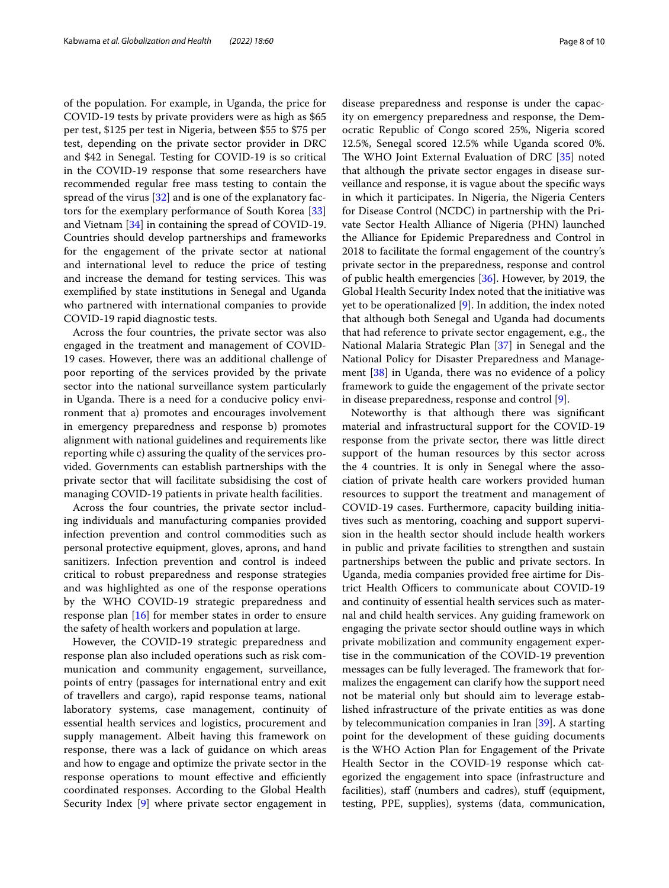of the population. For example, in Uganda, the price for COVID-19 tests by private providers were as high as $65 per test, $125 per test in Nigeria, between $55 to $75 per test, depending on the private sector provider in DRC and $42 in Senegal. Testing for COVID-19 is so critical in the COVID-19 response that some researchers have recommended regular free mass testing to contain the spread of the virus [32] and is one of the explanatory factors for the exemplary performance of South Korea [33] and Vietnam [34] in containing the spread of COVID-19. Countries should develop partnerships and frameworks for the engagement of the private sector at national and international level to reduce the price of testing and increase the demand for testing services. This was exemplified by state institutions in Senegal and Uganda who partnered with international companies to provide COVID-19 rapid diagnostic tests.

Across the four countries, the private sector was also engaged in the treatment and management of COVID-19 cases. However, there was an additional challenge of poor reporting of the services provided by the private sector into the national surveillance system particularly in Uganda. There is a need for a conducive policy environment that a) promotes and encourages involvement in emergency preparedness and response b) promotes alignment with national guidelines and requirements like reporting while c) assuring the quality of the services provided. Governments can establish partnerships with the private sector that will facilitate subsidising the cost of managing COVID-19 patients in private health facilities.

Across the four countries, the private sector including individuals and manufacturing companies provided infection prevention and control commodities such as personal protective equipment, gloves, aprons, and hand sanitizers. Infection prevention and control is indeed critical to robust preparedness and response strategies and was highlighted as one of the response operations by the WHO COVID-19 strategic preparedness and response plan [16] for member states in order to ensure the safety of health workers and population at large.

However, the COVID-19 strategic preparedness and response plan also included operations such as risk communication and community engagement, surveillance, points of entry (passages for international entry and exit of travellers and cargo), rapid response teams, national laboratory systems, case management, continuity of essential health services and logistics, procurement and supply management. Albeit having this framework on response, there was a lack of guidance on which areas and how to engage and optimize the private sector in the response operations to mount effective and efficiently coordinated responses. According to the Global Health Security Index [9] where private sector engagement in disease preparedness and response is under the capacity on emergency preparedness and response, the Democratic Republic of Congo scored 25%, Nigeria scored 12.5%, Senegal scored 12.5% while Uganda scored 0%. The WHO Joint External Evaluation of DRC [35] noted that although the private sector engages in disease surveillance and response, it is vague about the specific ways in which it participates. In Nigeria, the Nigeria Centers for Disease Control (NCDC) in partnership with the Private Sector Health Alliance of Nigeria (PHN) launched the Alliance for Epidemic Preparedness and Control in 2018 to facilitate the formal engagement of the country's private sector in the preparedness, response and control of public health emergencies [36]. However, by 2019, the Global Health Security Index noted that the initiative was yet to be operationalized [9]. In addition, the index noted that although both Senegal and Uganda had documents that had reference to private sector engagement, e.g., the National Malaria Strategic Plan [37] in Senegal and the National Policy for Disaster Preparedness and Management [38] in Uganda, there was no evidence of a policy framework to guide the engagement of the private sector in disease preparedness, response and control [9].

Noteworthy is that although there was significant material and infrastructural support for the COVID-19 response from the private sector, there was little direct support of the human resources by this sector across the 4 countries. It is only in Senegal where the association of private health care workers provided human resources to support the treatment and management of COVID-19 cases. Furthermore, capacity building initiatives such as mentoring, coaching and support supervision in the health sector should include health workers in public and private facilities to strengthen and sustain partnerships between the public and private sectors. In Uganda, media companies provided free airtime for District Health Officers to communicate about COVID-19 and continuity of essential health services such as maternal and child health services. Any guiding framework on engaging the private sector should outline ways in which private mobilization and community engagement expertise in the communication of the COVID-19 prevention messages can be fully leveraged. The framework that formalizes the engagement can clarify how the support need not be material only but should aim to leverage established infrastructure of the private entities as was done by telecommunication companies in Iran [39]. A starting point for the development of these guiding documents is the WHO Action Plan for Engagement of the Private Health Sector in the COVID-19 response which categorized the engagement into space (infrastructure and facilities), staff (numbers and cadres), stuff (equipment, testing, PPE, supplies), systems (data, communication,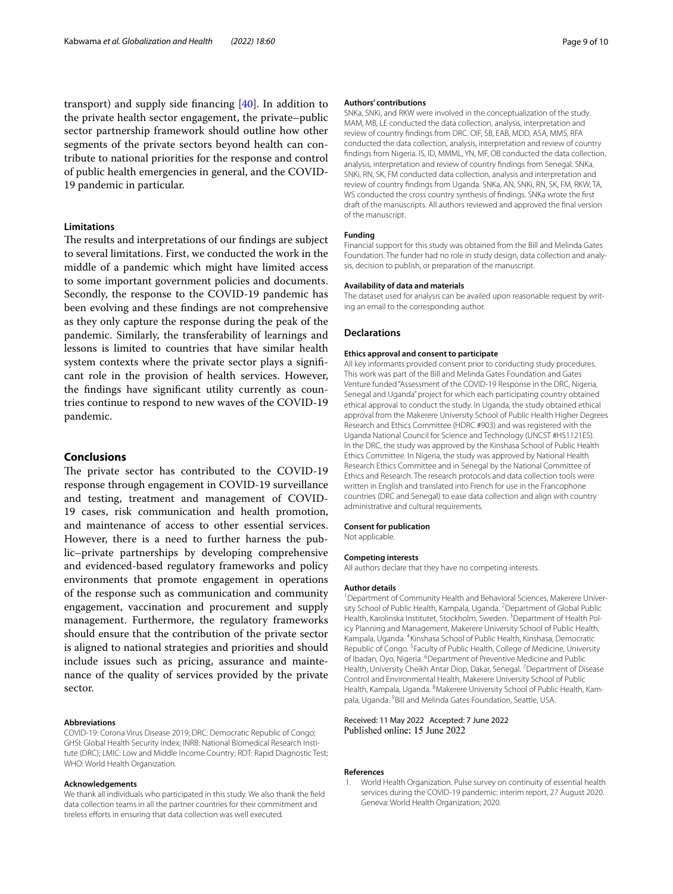transport) and supply side financing [40]. In addition to the private health sector engagement, the private–public sector partnership framework should outline how other segments of the private sectors beyond health can contribute to national priorities for the response and control of public health emergencies in general, and the COVID-19 pandemic in particular.

### Limitations

The results and interpretations of our findings are subject to several limitations. First, we conducted the work in the middle of a pandemic which might have limited access to some important government policies and documents. Secondly, the response to the COVID-19 pandemic has been evolving and these findings are not comprehensive as they only capture the response during the peak of the pandemic. Similarly, the transferability of learnings and lessons is limited to countries that have similar health system contexts where the private sector plays a significant role in the provision of health services. However, the findings have significant utility currently as countries continue to respond to new waves of the COVID-19 pandemic.

## Conclusions

The private sector has contributed to the COVID-19 response through engagement in COVID-19 surveillance and testing, treatment and management of COVID-19 cases, risk communication and health promotion, and maintenance of access to other essential services. However, there is a need to further harness the public–private partnerships by developing comprehensive and evidenced-based regulatory frameworks and policy environments that promote engagement in operations of the response such as communication and community engagement, vaccination and procurement and supply management. Furthermore, the regulatory frameworks should ensure that the contribution of the private sector is aligned to national strategies and priorities and should include issues such as pricing, assurance and maintenance of the quality of services provided by the private sector.

#### Abbreviations

COVID-19: Corona Virus Disease 2019; DRC: Democratic Republic of Congo; GHSI: Global Health Security Index; INRB: National Biomedical Research Institute (DRC); LMIC: Low and Middle Income Country; RDT: Rapid Diagnostic Test; WHO: World Health Organization.

#### Acknowledgements

We thank all individuals who participated in this study. We also thank the field data collection teams in all the partner countries for their commitment and tireless efforts in ensuring that data collection was well executed.

#### Authors' contributions

SNKa, SNKi, and RKW were involved in the conceptualization of the study. MAM, MB, LE conducted the data collection, analysis, interpretation and review of country findings from DRC. OIF, SB, EAB, MDD, ASA, MMS, RFA conducted the data collection, analysis, interpretation and review of country findings from Nigeria. IS, ID, MMML, YN, MF, OB conducted the data collection, analysis, interpretation and review of country findings from Senegal. SNKa, SNKi, RN, SK, FM conducted data collection, analysis and interpretation and review of country findings from Uganda. SNKa, AN, SNKi, RN, SK, FM, RKW, TA, WS conducted the cross country synthesis of findings. SNKa wrote the first draft of the manuscripts. All authors reviewed and approved the final version of the manuscript.

#### Funding

Financial support for this study was obtained from the Bill and Melinda Gates Foundation. The funder had no role in study design, data collection and analysis, decision to publish, or preparation of the manuscript.

#### Availability of data and materials

The dataset used for analysis can be availed upon reasonable request by writing an email to the corresponding author.

### Declarations

#### Ethics approval and consent to participate

All key informants provided consent prior to conducting study procedures. This work was part of the Bill and Melinda Gates Foundation and Gates Venture funded "Assessment of the COVID-19 Response in the DRC, Nigeria, Senegal and Uganda" project for which each participating country obtained ethical approval to conduct the study. In Uganda, the study obtained ethical approval from the Makerere University School of Public Health Higher Degrees Research and Ethics Committee (HDRC #903) and was registered with the Uganda National Council for Science and Technology (UNCST #HS1121ES). In the DRC, the study was approved by the Kinshasa School of Public Health Ethics Committee. In Nigeria, the study was approved by National Health Research Ethics Committee and in Senegal by the National Committee of Ethics and Research. The research protocols and data collection tools were written in English and translated into French for use in the Francophone countries (DRC and Senegal) to ease data collection and align with country administrative and cultural requirements.

#### Consent for publication

Not applicable.

#### Competing interests

All authors declare that they have no competing interests.

#### Author details

[1]Department of Community Health and Behavioral Sciences, Makerere University School of Public Health, Kampala, Uganda. [2]Department of Global Public Health, Karolinska Institutet, Stockholm, Sweden. [3]Department of Health Policy Planning and Management, Makerere University School of Public Health, Kampala, Uganda. [4]Kinshasa School of Public Health, Kinshasa, Democratic Republic of Congo. [5]Faculty of Public Health, College of Medicine, University of Ibadan, Oyo, Nigeria. [6]Department of Preventive Medicine and Public Health, University Cheikh Antar Diop, Dakar, Senegal. [7]Department of Disease Control and Environmental Health, Makerere University School of Public Health, Kampala, Uganda. [8]Makerere University School of Public Health, Kampala, Uganda. [9]Bill and Melinda Gates Foundation, Seattle, USA.

Received: 11 May 2022 Accepted: 7 June 2022
Published online: 15 June 2022

#### References

1. World Health Organization. Pulse survey on continuity of essential health services during the COVID-19 pandemic: interim report, 27 August 2020. Geneva: World Health Organization; 2020.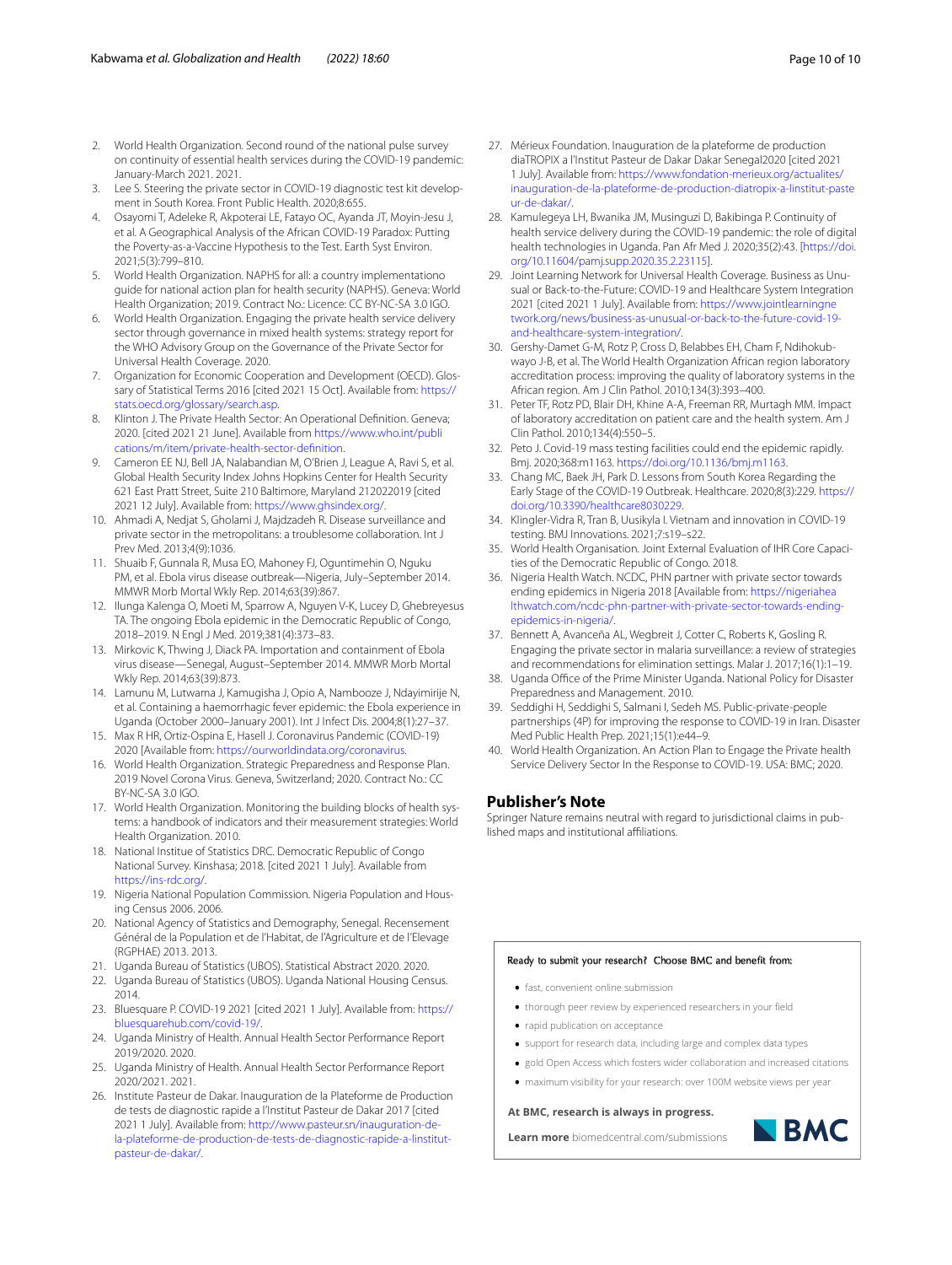2. World Health Organization. Second round of the national pulse survey on continuity of essential health services during the COVID-19 pandemic: January-March 2021. 2021.
3. Lee S. Steering the private sector in COVID-19 diagnostic test kit development in South Korea. Front Public Health. 2020;8:655.
4. Osayomi T, Adeleke R, Akpoterai LE, Fatayo OC, Ayanda JT, Moyin-Jesu J, et al. A Geographical Analysis of the African COVID-19 Paradox: Putting the Poverty-as-a-Vaccine Hypothesis to the Test. Earth Syst Environ. 2021;5(3):799–810.
5. World Health Organization. NAPHS for all: a country implementationo guide for national action plan for health security (NAPHS). Geneva: World Health Organization; 2019. Contract No.: Licence: CC BY-NC-SA 3.0 IGO.
6. World Health Organization. Engaging the private health service delivery sector through governance in mixed health systems: strategy report for the WHO Advisory Group on the Governance of the Private Sector for Universal Health Coverage. 2020.
7. Organization for Economic Cooperation and Development (OECD). Glossary of Statistical Terms 2016 [cited 2021 15 Oct]. Available from: https://stats.oecd.org/glossary/search.asp.
8. Klinton J. The Private Health Sector: An Operational Definition. Geneva; 2020. [cited 2021 21 June]. Available from https://www.who.int/publications/m/item/private-health-sector-definition.
9. Cameron EE NJ, Bell JA, Nalabandian M, O'Brien J, League A, Ravi S, et al. Global Health Security Index Johns Hopkins Center for Health Security 621 East Pratt Street, Suite 210 Baltimore, Maryland 212022019 [cited 2021 12 July]. Available from: https://www.ghsindex.org/.
10. Ahmadi A, Nedjat S, Gholami J, Majdzadeh R. Disease surveillance and private sector in the metropolitans: a troublesome collaboration. Int J Prev Med. 2013;4(9):1036.
11. Shuaib F, Gunnala R, Musa EO, Mahoney FJ, Oguntimehin O, Nguku PM, et al. Ebola virus disease outbreak—Nigeria, July–September 2014. MMWR Morb Mortal Wkly Rep. 2014;63(39):867.
12. Ilunga Kalenga O, Moeti M, Sparrow A, Nguyen V-K, Lucey D, Ghebreyesus TA. The ongoing Ebola epidemic in the Democratic Republic of Congo, 2018–2019. N Engl J Med. 2019;381(4):373–83.
13. Mirkovic K, Thwing J, Diack PA. Importation and containment of Ebola virus disease—Senegal, August–September 2014. MMWR Morb Mortal Wkly Rep. 2014;63(39):873.
14. Lamunu M, Lutwama J, Kamugisha J, Opio A, Nambooze J, Ndayimirije N, et al. Containing a haemorrhagic fever epidemic: the Ebola experience in Uganda (October 2000–January 2001). Int J Infect Dis. 2004;8(1):27–37.
15. Max R HR, Ortiz-Ospina E, Hasell J. Coronavirus Pandemic (COVID-19) 2020 [Available from: https://ourworldindata.org/coronavirus.
16. World Health Organization. Strategic Preparedness and Response Plan. 2019 Novel Corona Virus. Geneva, Switzerland; 2020. Contract No.: CC BY-NC-SA 3.0 IGO.
17. World Health Organization. Monitoring the building blocks of health systems: a handbook of indicators and their measurement strategies: World Health Organization. 2010.
18. National Institue of Statistics DRC. Democratic Republic of Congo National Survey. Kinshasa; 2018. [cited 2021 1 July]. Available from https://ins-rdc.org/.
19. Nigeria National Population Commission. Nigeria Population and Housing Census 2006. 2006.
20. National Agency of Statistics and Demography, Senegal. Recensement Général de la Population et de l'Habitat, de l'Agriculture et de l'Elevage (RGPHAE) 2013. 2013.
21. Uganda Bureau of Statistics (UBOS). Statistical Abstract 2020. 2020.
22. Uganda Bureau of Statistics (UBOS). Uganda National Housing Census. 2014.
23. Bluesquare P. COVID-19 2021 [cited 2021 1 July]. Available from: https://bluesquarehub.com/covid-19/.
24. Uganda Ministry of Health. Annual Health Sector Performance Report 2019/2020. 2020.
25. Uganda Ministry of Health. Annual Health Sector Performance Report 2020/2021. 2021.
26. Institute Pasteur de Dakar. Inauguration de la Plateforme de Production de tests de diagnostic rapide a l'Institut Pasteur de Dakar 2017 [cited 2021 1 July]. Available from: http://www.pasteur.sn/inauguration-de-la-plateforme-de-production-de-tests-de-diagnostic-rapide-a-institut-pasteur-de-dakar/.
27. Mérieux Foundation. Inauguration de la plateforme de production diaTROPIX a l'Institut Pasteur de Dakar Dakar Senegal2020 [cited 2021 1 July]. Available from: https://www.fondation-merieux.org/actualites/inauguration-de-la-plateforme-de-production-diatropix-a-institut-pasteur-de-dakar/.
28. Kamulegeya LH, Bwanika JM, Musinguzi D, Bakibinga P. Continuity of health service delivery during the COVID-19 pandemic: the role of digital health technologies in Uganda. Pan Afr Med J. 2020;35(2):43. [https://doi.org/10.11604/pamj.supp.2020.35.2.23115].
29. Joint Learning Network for Universal Health Coverage. Business as Unusual or Back-to-the-Future: COVID-19 and Healthcare System Integration 2021 [cited 2021 1 July]. Available from: https://www.jointlearningnetwork.org/news/business-as-unusual-or-back-to-the-future-covid-19-and-healthcare-system-integration/.
30. Gershy-Damet G-M, Rotz P, Cross D, Belabbes EH, Cham F, Ndihokubwayo J-B, et al. The World Health Organization African region laboratory accreditation process: improving the quality of laboratory systems in the African region. Am J Clin Pathol. 2010;134(3):393–400.
31. Peter TF, Rotz PD, Blair DH, Khine A-A, Freeman RR, Murtagh MM. Impact of laboratory accreditation on patient care and the health system. Am J Clin Pathol. 2010;134(4):550–5.
32. Peto J. Covid-19 mass testing facilities could end the epidemic rapidly. Bmj. 2020;368:m1163. https://doi.org/10.1136/bmj.m1163.
33. Chang MC, Baek JH, Park D. Lessons from South Korea Regarding the Early Stage of the COVID-19 Outbreak. Healthcare. 2020;8(3):229. https://doi.org/10.3390/healthcare8030229.
34. Klingler-Vidra R, Tran B, Uusikyla I. Vietnam and innovation in COVID-19 testing. BMJ Innovations. 2021;7:s19–s22.
35. World Health Organisation. Joint External Evaluation of IHR Core Capacities of the Democratic Republic of Congo. 2018.
36. Nigeria Health Watch. NCDC, PHN partner with private sector towards ending epidemics in Nigeria 2018 [Available from: https://nigeriahealthwatch.com/ncdc-phn-partner-with-private-sector-towards-ending-epidemics-in-nigeria/.
37. Bennett A, Avanceña AL, Wegbreit J, Cotter C, Roberts K, Gosling R. Engaging the private sector in malaria surveillance: a review of strategies and recommendations for elimination settings. Malar J. 2017;16(1):1–19.
38. Uganda Office of the Prime Minister Uganda. National Policy for Disaster Preparedness and Management. 2010.
39. Seddighi H, Seddighi S, Salmani I, Sedeh MS. Public-private-people partnerships (4P) for improving the response to COVID-19 in Iran. Disaster Med Public Health Prep. 2021;15(1):e44–9.
40. World Health Organization. An Action Plan to Engage the Private health Service Delivery Sector In the Response to COVID-19. USA: BMC; 2020.

## Publisher's Note

Springer Nature remains neutral with regard to jurisdictional claims in published maps and institutional affiliations.

Ready to submit your research? Choose BMC and benefit from:

- fast, convenient online submission
- thorough peer review by experienced researchers in your field
- rapid publication on acceptance
- support for research data, including large and complex data types
- gold Open Access which fosters wider collaboration and increased citations
- maximum visibility for your research: over 100M website views per year

**At BMC, research is always in progress.**

**Learn more** biomedcentral.com/submissions

BMC